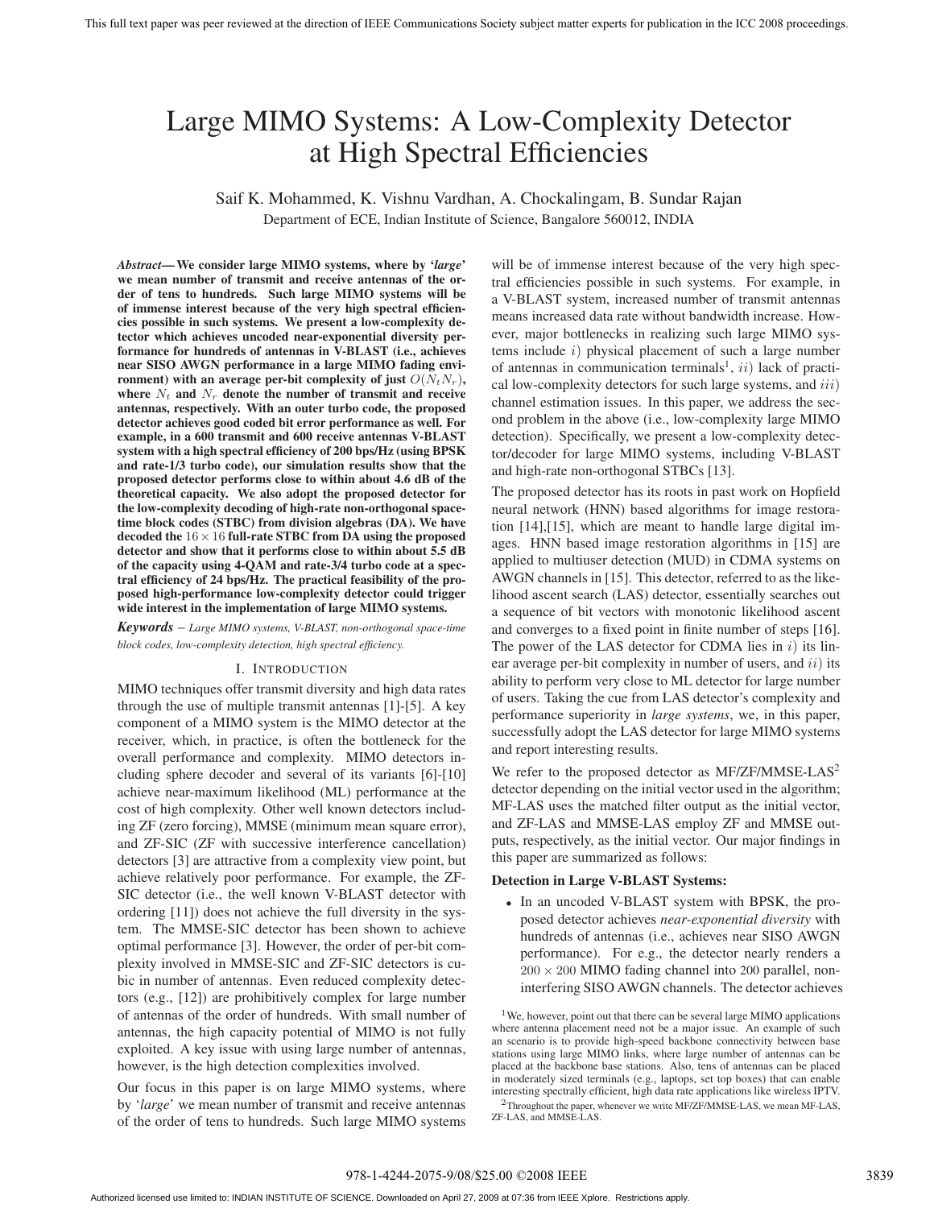# Large MIMO Systems: A Low-Complexity Detector at High Spectral Efficiencies

Saif K. Mohammed, K. Vishnu Vardhan, A. Chockalingam, B. Sundar Rajan

Department of ECE, Indian Institute of Science, Bangalore 560012, INDIA

***Abstract*— We consider large MIMO systems, where by *'large'* we mean number of transmit and receive antennas of the order of tens to hundreds. Such large MIMO systems will be of immense interest because of the very high spectral efficiencies possible in such systems. We present a low-complexity detector which achieves uncoded near-exponential diversity performance for hundreds of antennas in V-BLAST (i.e., achieves near SISO AWGN performance in a large MIMO fading environment) with an average per-bit complexity of just $O(N_tN_r)$, where $N_t$ and $N_r$ denote the number of transmit and receive antennas, respectively. With an outer turbo code, the proposed detector achieves good coded bit error performance as well. For example, in a 600 transmit and 600 receive antennas V-BLAST system with a high spectral efficiency of 200 bps/Hz (using BPSK and rate-1/3 turbo code), our simulation results show that the proposed detector performs close to within about 4.6 dB of the theoretical capacity. We also adopt the proposed detector for the low-complexity decoding of high-rate non-orthogonal space-time block codes (STBC) from division algebras (DA). We have decoded the $16 \times 16$ full-rate STBC from DA using the proposed detector and show that it performs close to within about 5.5 dB of the capacity using 4-QAM and rate-3/4 turbo code at a spectral efficiency of 24 bps/Hz. The practical feasibility of the proposed high-performance low-complexity detector could trigger wide interest in the implementation of large MIMO systems.**

***Keywords*** – *Large MIMO systems, V-BLAST, non-orthogonal space-time block codes, low-complexity detection, high spectral efficiency.*

## I. Introduction

MIMO techniques offer transmit diversity and high data rates through the use of multiple transmit antennas [1]-[5]. A key component of a MIMO system is the MIMO detector at the receiver, which, in practice, is often the bottleneck for the overall performance and complexity. MIMO detectors including sphere decoder and several of its variants [6]-[10] achieve near-maximum likelihood (ML) performance at the cost of high complexity. Other well known detectors including ZF (zero forcing), MMSE (minimum mean square error), and ZF-SIC (ZF with successive interference cancellation) detectors [3] are attractive from a complexity view point, but achieve relatively poor performance. For example, the ZF-SIC detector (i.e., the well known V-BLAST detector with ordering [11]) does not achieve the full diversity in the system. The MMSE-SIC detector has been shown to achieve optimal performance [3]. However, the order of per-bit complexity involved in MMSE-SIC and ZF-SIC detectors is cubic in number of antennas. Even reduced complexity detectors (e.g., [12]) are prohibitively complex for large number of antennas of the order of hundreds. With small number of antennas, the high capacity potential of MIMO is not fully exploited. A key issue with using large number of antennas, however, is the high detection complexities involved.

Our focus in this paper is on large MIMO systems, where by '*large*' we mean number of transmit and receive antennas of the order of tens to hundreds. Such large MIMO systems will be of immense interest because of the very high spectral efficiencies possible in such systems. For example, in a V-BLAST system, increased number of transmit antennas means increased data rate without bandwidth increase. However, major bottlenecks in realizing such large MIMO systems include $i)$ physical placement of such a large number of antennas in communication terminals[1], $ii)$ lack of practical low-complexity detectors for such large systems, and $iii)$ channel estimation issues. In this paper, we address the second problem in the above (i.e., low-complexity large MIMO detection). Specifically, we present a low-complexity detector/decoder for large MIMO systems, including V-BLAST and high-rate non-orthogonal STBCs [13].

The proposed detector has its roots in past work on Hopfield neural network (HNN) based algorithms for image restoration [14],[15], which are meant to handle large digital images. HNN based image restoration algorithms in [15] are applied to multiuser detection (MUD) in CDMA systems on AWGN channels in [15]. This detector, referred to as the likelihood ascent search (LAS) detector, essentially searches out a sequence of bit vectors with monotonic likelihood ascent and converges to a fixed point in finite number of steps [16]. The power of the LAS detector for CDMA lies in $i)$ its linear average per-bit complexity in number of users, and $ii)$ its ability to perform very close to ML detector for large number of users. Taking the cue from LAS detector's complexity and performance superiority in *large systems*, we, in this paper, successfully adopt the LAS detector for large MIMO systems and report interesting results.

We refer to the proposed detector as MF/ZF/MMSE-LAS[2] detector depending on the initial vector used in the algorithm; MF-LAS uses the matched filter output as the initial vector, and ZF-LAS and MMSE-LAS employ ZF and MMSE outputs, respectively, as the initial vector. Our major findings in this paper are summarized as follows:

**Detection in Large V-BLAST Systems:**

- In an uncoded V-BLAST system with BPSK, the proposed detector achieves *near-exponential diversity* with hundreds of antennas (i.e., achieves near SISO AWGN performance). For e.g., the detector nearly renders a $200 \times 200$ MIMO fading channel into 200 parallel, non-interfering SISO AWGN channels. The detector achieves

[1] We, however, point out that there can be several large MIMO applications where antenna placement need not be a major issue. An example of such an scenario is to provide high-speed backbone connectivity between base stations using large MIMO links, where large number of antennas can be placed at the backbone base stations. Also, tens of antennas can be placed in moderately sized terminals (e.g., laptops, set top boxes) that can enable interesting spectrally efficient, high data rate applications like wireless IPTV.

[2] Throughout the paper, whenever we write MF/ZF/MMSE-LAS, we mean MF-LAS, ZF-LAS, and MMSE-LAS.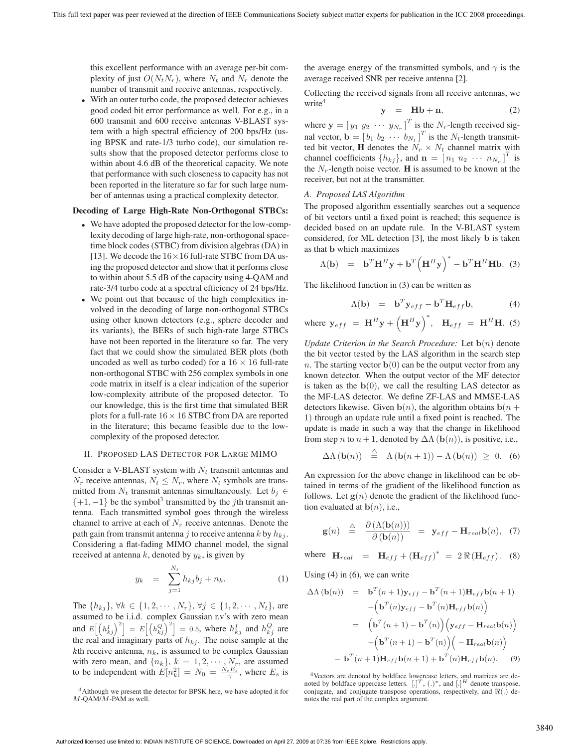this excellent performance with an average per-bit complexity of just $O(N_tN_r)$, where $N_t$ and $N_r$ denote the number of transmit and receive antennas, respectively.

- With an outer turbo code, the proposed detector achieves good coded bit error performance as well. For e.g., in a 600 transmit and 600 receive antennas V-BLAST system with a high spectral efficiency of 200 bps/Hz (using BPSK and rate-1/3 turbo code), our simulation results show that the proposed detector performs close to within about 4.6 dB of the theoretical capacity. We note that performance with such closeness to capacity has not been reported in the literature so far for such large number of antennas using a practical complexity detector.

**Decoding of Large High-Rate Non-Orthogonal STBCs:**

- We have adopted the proposed detector for the low-complexity decoding of large high-rate, non-orthogonal space-time block codes (STBC) from division algebras (DA) in [13]. We decode the $16\times 16$ full-rate STBC from DA using the proposed detector and show that it performs close to within about 5.5 dB of the capacity using 4-QAM and rate-3/4 turbo code at a spectral efficiency of 24 bps/Hz.
- We point out that because of the high complexities involved in the decoding of large non-orthogonal STBCs using other known detectors (e.g., sphere decoder and its variants), the BERs of such high-rate large STBCs have not been reported in the literature so far. The very fact that we could show the simulated BER plots (both uncoded as well as turbo coded) for a $16 \times 16$ full-rate non-orthogonal STBC with 256 complex symbols in one code matrix in itself is a clear indication of the superior low-complexity attribute of the proposed detector. To our knowledge, this is the first time that simulated BER plots for a full-rate $16\times 16$ STBC from DA are reported in the literature; this became feasible due to the low-complexity of the proposed detector.

## II. Proposed LAS Detector for Large MIMO

Consider a V-BLAST system with $N_t$ transmit antennas and $N_r$ receive antennas, $N_t \leq N_r$, where $N_t$ symbols are transmitted from $N_t$ transmit antennas simultaneously. Let $b_j \in \{+1, -1\}$ be the symbol[3] transmitted by the $j$th transmit antenna. Each transmitted symbol goes through the wireless channel to arrive at each of $N_r$ receive antennas. Denote the path gain from transmit antenna $j$ to receive antenna $k$ by $h_{kj}$. Considering a flat-fading MIMO channel model, the signal received at antenna $k$, denoted by $y_k$, is given by

$$y_k = \sum_{j=1}^{N_t} h_{kj} b_j + n_k. \tag{1}$$

The $\{h_{kj}\}$, $\forall k \in \{1, 2, \cdots, N_r\}$, $\forall j \in \{1, 2, \cdots, N_t\}$, are assumed to be i.i.d. complex Gaussian r.v.'s with zero mean and $E\Big[\big(h_{kj}^I\big)^2\Big] = E\Big[\big(h_{kj}^Q\big)^2\Big] = 0.5$, where $h_{kj}^I$ and $h_{kj}^Q$ are the real and imaginary parts of $h_{kj}$. The noise sample at the $k$th receive antenna, $n_k$, is assumed to be complex Gaussian with zero mean, and $\{n_k\}$, $k = 1, 2, \cdots, N_r$, are assumed to be independent with $E[n_k^2] = N_0 = \frac{N_t E_s}{\gamma}$, where $E_s$ is the average energy of the transmitted symbols, and $\gamma$ is the average received SNR per receive antenna [2].

Collecting the received signals from all receive antennas, we write[4]

$$\mathbf{y} = \mathbf{H}\mathbf{b} + \mathbf{n}, \tag{2}$$

where $\mathbf{y} = [\, y_1 \ y_2 \ \cdots \ y_{N_r} \,]^T$ is the $N_r$-length received signal vector, $\mathbf{b} = [\, b_1 \ b_2 \ \cdots \ b_{N_t} \,]^T$ is the $N_t$-length transmitted bit vector, $\mathbf{H}$ denotes the $N_r \times N_t$ channel matrix with channel coefficients $\{h_{kj}\}$, and $\mathbf{n} = [\, n_1 \ n_2 \ \cdots \ n_{N_r} \,]^T$ is the $N_r$-length noise vector. $\mathbf{H}$ is assumed to be known at the receiver, but not at the transmitter.

### A. Proposed LAS Algorithm

The proposed algorithm essentially searches out a sequence of bit vectors until a fixed point is reached; this sequence is decided based on an update rule. In the V-BLAST system considered, for ML detection [3], the most likely $\mathbf{b}$ is taken as that $\mathbf{b}$ which maximizes

$$\Lambda(\mathbf{b}) = \mathbf{b}^T\mathbf{H}^H\mathbf{y} + \mathbf{b}^T\Big(\mathbf{H}^H\mathbf{y}\Big)^* - \mathbf{b}^T\mathbf{H}^H\mathbf{H}\mathbf{b}. \tag{3}$$

The likelihood function in (3) can be written as

$$\Lambda(\mathbf{b}) = \mathbf{b}^T\mathbf{y}_{eff} - \mathbf{b}^T\mathbf{H}_{eff}\mathbf{b}, \tag{4}$$

where $\mathbf{y}_{eff} = \mathbf{H}^H\mathbf{y} + \Big(\mathbf{H}^H\mathbf{y}\Big)^*, \quad \mathbf{H}_{eff} = \mathbf{H}^H\mathbf{H}. \quad (5)$

*Update Criterion in the Search Procedure:* Let $\mathbf{b}(n)$ denote the bit vector tested by the LAS algorithm in the search step $n$. The starting vector $\mathbf{b}(0)$ can be the output vector from any known detector. When the output vector of the MF detector is taken as the $\mathbf{b}(0)$, we call the resulting LAS detector as the MF-LAS detector. We define ZF-LAS and MMSE-LAS detectors likewise. Given $\mathbf{b}(n)$, the algorithm obtains $\mathbf{b}(n+1)$ through an update rule until a fixed point is reached. The update is made in such a way that the change in likelihood from step $n$ to $n+1$, denoted by $\Delta\Lambda\left(\mathbf{b}(n)\right)$, is positive, i.e.,

$$\Delta\Lambda\left(\mathbf{b}(n)\right) \stackrel{\triangle}{=} \Lambda\left(\mathbf{b}(n+1)\right) - \Lambda\left(\mathbf{b}(n)\right) \geq 0. \tag{6}$$

An expression for the above change in likelihood can be obtained in terms of the gradient of the likelihood function as follows. Let $\mathbf{g}(n)$ denote the gradient of the likelihood function evaluated at $\mathbf{b}(n)$, i.e.,

$$\mathbf{g}(n) \stackrel{\triangle}{=} \frac{\partial\left(\Lambda(\mathbf{b}(n))\right)}{\partial\left(\mathbf{b}(n)\right)} = \mathbf{y}_{eff} - \mathbf{H}_{real}\mathbf{b}(n), \tag{7}$$

where $\mathbf{H}_{real} = \mathbf{H}_{eff} + \left(\mathbf{H}_{eff}\right)^* = 2\,\Re\left(\mathbf{H}_{eff}\right). \quad (8)$

Using (4) in (6), we can write

$$\begin{aligned}
\Delta\Lambda\left(\mathbf{b}(n)\right) &= \mathbf{b}^T(n+1)\mathbf{y}_{eff} - \mathbf{b}^T(n+1)\mathbf{H}_{eff}\mathbf{b}(n+1) \\
&\quad -\Big(\mathbf{b}^T(n)\mathbf{y}_{eff} - \mathbf{b}^T(n)\mathbf{H}_{eff}\mathbf{b}(n)\Big) \\
&= \Big(\mathbf{b}^T(n+1) - \mathbf{b}^T(n)\Big)\Big(\mathbf{y}_{eff} - \mathbf{H}_{real}\mathbf{b}(n)\Big) \\
&\quad -\Big(\mathbf{b}^T(n+1) - \mathbf{b}^T(n)\Big)\Big( - \mathbf{H}_{real}\mathbf{b}(n)\Big) \\
&\quad - \mathbf{b}^T(n+1)\mathbf{H}_{eff}\mathbf{b}(n+1) + \mathbf{b}^T(n)\mathbf{H}_{eff}\mathbf{b}(n).
\end{aligned} \tag{9}$$

[3] Although we present the detector for BPSK here, we have adopted it for $M$-QAM/$M$-PAM as well.

[4] Vectors are denoted by boldface lowercase letters, and matrices are denoted by boldface uppercase letters. $[.]^T$, $(.)^*$, and $[.]^H$ denote transpose, conjugate, and conjugate transpose operations, respectively, and $\Re(.)$ denotes the real part of the complex argument.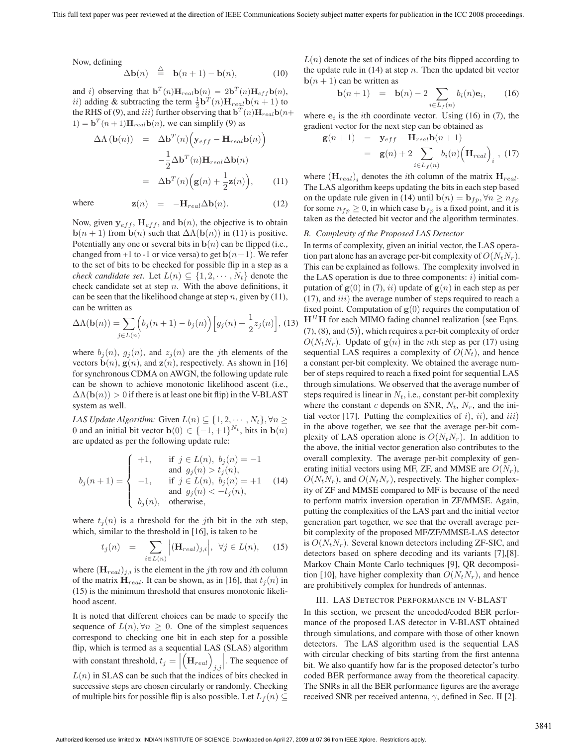Now, defining

$$\Delta \mathbf{b}(n) \stackrel{\triangle}{=} \mathbf{b}(n+1) - \mathbf{b}(n), \tag{10}$$

and $i$) observing that $\mathbf{b}^T(n)\mathbf{H}_{real}\mathbf{b}(n) = 2\mathbf{b}^T(n)\mathbf{H}_{eff}\mathbf{b}(n)$, $ii$) adding & subtracting the term $\frac{1}{2}\mathbf{b}^T(n)\mathbf{H}_{real}\mathbf{b}(n+1)$ to the RHS of (9), and $iii$) further observing that $\mathbf{b}^T(n)\mathbf{H}_{real}\mathbf{b}(n+1) = \mathbf{b}^T(n+1)\mathbf{H}_{real}\mathbf{b}(n)$, we can simplify (9) as

$$\begin{aligned}\Delta\Lambda\left(\mathbf{b}(n)\right) &= \Delta\mathbf{b}^T(n)\Big(\mathbf{y}_{eff} - \mathbf{H}_{real}\mathbf{b}(n)\Big) \\ &\quad -\frac{1}{2}\Delta\mathbf{b}^T(n)\mathbf{H}_{real}\Delta\mathbf{b}(n) \\ &= \Delta\mathbf{b}^T(n)\Big(\mathbf{g}(n) + \frac{1}{2}\mathbf{z}(n)\Big), \end{aligned} \tag{11}$$

where

$$\mathbf{z}(n) = -\mathbf{H}_{real}\Delta\mathbf{b}(n). \tag{12}$$

Now, given $\mathbf{y}_{eff}$, $\mathbf{H}_{eff}$, and $\mathbf{b}(n)$, the objective is to obtain $\mathbf{b}(n+1)$ from $\mathbf{b}(n)$ such that $\Delta\Lambda(\mathbf{b}(n))$ in (11) is positive. Potentially any one or several bits in $\mathbf{b}(n)$ can be flipped (i.e., changed from +1 to -1 or vice versa) to get $\mathbf{b}(n+1)$. We refer to the set of bits to be checked for possible flip in a step as a *check candidate set*. Let $L(n) \subseteq \{1, 2, \cdots, N_t\}$ denote the check candidate set at step $n$. With the above definitions, it can be seen that the likelihood change at step $n$, given by (11), can be written as

$$\Delta\Lambda(\mathbf{b}(n)) = \sum_{j\in L(n)} \Big(b_j(n+1) - b_j(n)\Big)\Big[g_j(n) + \frac{1}{2}z_j(n)\Big], \tag{13}$$

where $b_j(n)$, $g_j(n)$, and $z_j(n)$ are the $j$th elements of the vectors $\mathbf{b}(n)$, $\mathbf{g}(n)$, and $\mathbf{z}(n)$, respectively. As shown in [16] for synchronous CDMA on AWGN, the following update rule can be shown to achieve monotonic likelihood ascent (i.e., $\Delta\Lambda(\mathbf{b}(n)) > 0$ if there is at least one bit flip) in the V-BLAST system as well.

*LAS Update Algorithm:* Given $L(n) \subseteq \{1, 2, \cdots, N_t\}, \forall n \geq 0$ and an initial bit vector $\mathbf{b}(0) \in \{-1, +1\}^{N_t}$, bits in $\mathbf{b}(n)$ are updated as per the following update rule:

$$b_j(n+1) = \begin{cases} +1, & \text{if } j \in L(n),\ b_j(n) = -1 \\ & \text{and } g_j(n) > t_j(n), \\ -1, & \text{if } j \in L(n),\ b_j(n) = +1 \\ & \text{and } g_j(n) < -t_j(n), \\ b_j(n), & \text{otherwise}, \end{cases} \tag{14}$$

where $t_j(n)$ is a threshold for the $j$th bit in the $n$th step, which, similar to the threshold in [16], is taken to be

$$t_j(n) = \sum_{i\in L(n)} \Big|(\mathbf{H}_{real})_{j,i}\Big|, \quad \forall j \in L(n), \tag{15}$$

where $(\mathbf{H}_{real})_{j,i}$ is the element in the $j$th row and $i$th column of the matrix $\mathbf{H}_{real}$. It can be shown, as in [16], that $t_j(n)$ in (15) is the minimum threshold that ensures monotonic likelihood ascent.

It is noted that different choices can be made to specify the sequence of $L(n), \forall n \geq 0$. One of the simplest sequences correspond to checking one bit in each step for a possible flip, which is termed as a sequential LAS (SLAS) algorithm with constant threshold, $t_j = \Big|\Big(\mathbf{H}_{real}\Big)_{j,j}\Big|$. The sequence of $L(n)$ in SLAS can be such that the indices of bits checked in successive steps are chosen circularly or randomly. Checking of multiple bits for possible flip is also possible. Let $L_f(n) \subseteq L(n)$ denote the set of indices of the bits flipped according to the update rule given in (14) at step $n$. Then the updated bit vector $\mathbf{b}(n+1)$ can be written as

$$\mathbf{b}(n+1) = \mathbf{b}(n) - 2\sum_{i\in L_f(n)} b_i(n)\mathbf{e}_i, \tag{16}$$

where $\mathbf{e}_i$ is the $i$th coordinate vector. Using (16) in (7), the gradient vector for the next step can be obtained as

$$\begin{aligned}\mathbf{g}(n+1) &= \mathbf{y}_{eff} - \mathbf{H}_{real}\mathbf{b}(n+1) \\ &= \mathbf{g}(n) + 2\sum_{i\in L_f(n)} b_i(n)\Big(\mathbf{H}_{real}\Big)_i, \end{aligned} \tag{17}$$

where $(\mathbf{H}_{real})_i$ denotes the $i$th column of the matrix $\mathbf{H}_{real}$. The LAS algorithm keeps updating the bits in each step based on the update rule given in (14) until $\mathbf{b}(n) = \mathbf{b}_{fp}, \forall n \geq n_{fp}$ for some $n_{fp} \geq 0$, in which case $\mathbf{b}_{fp}$ is a fixed point, and it is taken as the detected bit vector and the algorithm terminates.

### B. Complexity of the Proposed LAS Detector

In terms of complexity, given an initial vector, the LAS operation part alone has an average per-bit complexity of $O(N_tN_r)$. This can be explained as follows. The complexity involved in the LAS operation is due to three components: $i$) initial computation of $\mathbf{g}(0)$ in (7), $ii$) update of $\mathbf{g}(n)$ in each step as per (17), and $iii$) the average number of steps required to reach a fixed point. Computation of $\mathbf{g}(0)$ requires the computation of $\mathbf{H}^H\mathbf{H}$ for each MIMO fading channel realization (see Eqns. (7), (8), and (5)), which requires a per-bit complexity of order $O(N_tN_r)$. Update of $\mathbf{g}(n)$ in the $n$th step as per (17) using sequential LAS requires a complexity of $O(N_t)$, and hence a constant per-bit complexity. We obtained the average number of steps required to reach a fixed point for sequential LAS through simulations. We observed that the average number of steps required is linear in $N_t$, i.e., constant per-bit complexity where the constant $c$ depends on SNR, $N_t$, $N_r$, and the initial vector [17]. Putting the complexities of $i$), $ii$), and $iii$) in the above together, we see that the average per-bit complexity of LAS operation alone is $O(N_tN_r)$. In addition to the above, the initial vector generation also contributes to the overall complexity. The average per-bit complexity of generating initial vectors using MF, ZF, and MMSE are $O(N_r)$, $O(N_tN_r)$, and $O(N_tN_r)$, respectively. The higher complexity of ZF and MMSE compared to MF is because of the need to perform matrix inversion operation in ZF/MMSE. Again, putting the complexities of the LAS part and the initial vector generation part together, we see that the overall average per-bit complexity of the proposed MF/ZF/MMSE-LAS detector is $O(N_tN_r)$. Several known detectors including ZF-SIC, and detectors based on sphere decoding and its variants [7],[8]. Markov Chain Monte Carlo techniques [9], QR decomposition [10], have higher complexity than $O(N_tN_r)$, and hence are prohibitively complex for hundreds of antennas.

## III. LAS Detector Performance in V-BLAST

In this section, we present the uncoded/coded BER performance of the proposed LAS detector in V-BLAST obtained through simulations, and compare with those of other known detectors. The LAS algorithm used is the sequential LAS with circular checking of bits starting from the first antenna bit. We also quantify how far is the proposed detector's turbo coded BER performance away from the theoretical capacity. The SNRs in all the BER performance figures are the average received SNR per received antenna, $\gamma$, defined in Sec. II [2].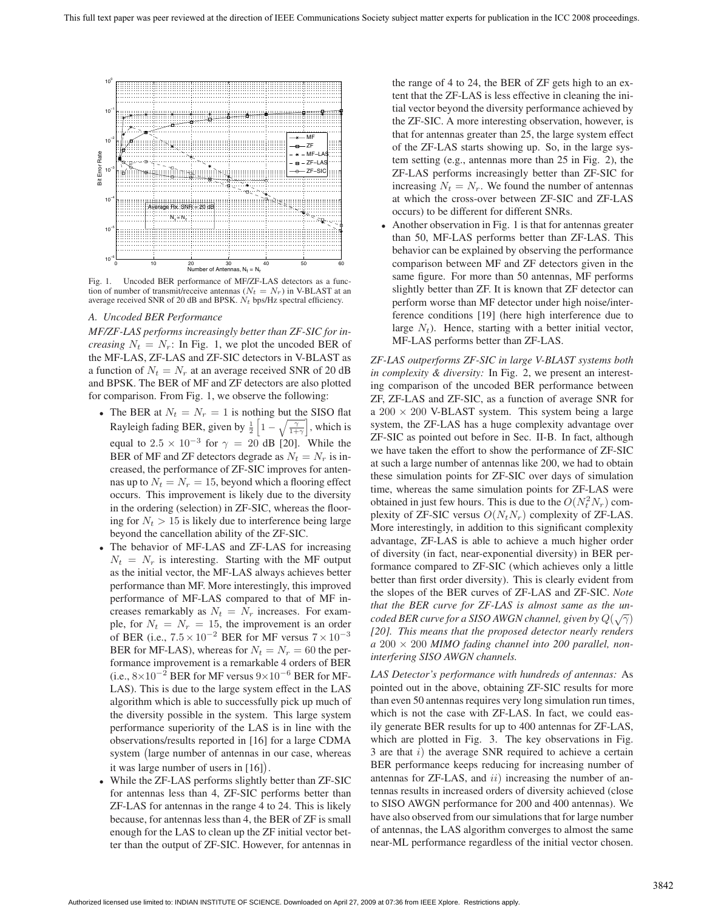Fig. 1. Uncoded BER performance of MF/ZF-LAS detectors as a function of number of transmit/receive antennas ($N_t = N_r$) in V-BLAST at an average received SNR of 20 dB and BPSK. $N_t$ bps/Hz spectral efficiency.

### A. Uncoded BER Performance

*MF/ZF-LAS performs increasingly better than ZF-SIC for increasing $N_t = N_r$:* In Fig. 1, we plot the uncoded BER of the MF-LAS, ZF-LAS and ZF-SIC detectors in V-BLAST as a function of $N_t = N_r$ at an average received SNR of 20 dB and BPSK. The BER of MF and ZF detectors are also plotted for comparison. From Fig. 1, we observe the following:

- The BER at $N_t = N_r = 1$ is nothing but the SISO flat Rayleigh fading BER, given by $\frac{1}{2}\left[1 - \sqrt{\frac{\gamma}{1+\gamma}}\right]$, which is equal to $2.5 \times 10^{-3}$ for $\gamma = 20$ dB [20]. While the BER of MF and ZF detectors degrade as $N_t = N_r$ is increased, the performance of ZF-SIC improves for antennas up to $N_t = N_r = 15$, beyond which a flooring effect occurs. This improvement is likely due to the diversity in the ordering (selection) in ZF-SIC, whereas the flooring for $N_t > 15$ is likely due to interference being large beyond the cancellation ability of the ZF-SIC.
- The behavior of MF-LAS and ZF-LAS for increasing $N_t = N_r$ is interesting. Starting with the MF output as the initial vector, the MF-LAS always achieves better performance than MF. More interestingly, this improved performance of MF-LAS compared to that of MF increases remarkably as $N_t = N_r$ increases. For example, for $N_t = N_r = 15$, the improvement is an order of BER (i.e., $7.5 \times 10^{-2}$ BER for MF versus $7 \times 10^{-3}$ BER for MF-LAS), whereas for $N_t = N_r = 60$ the performance improvement is a remarkable 4 orders of BER (i.e., $8 \times 10^{-2}$ BER for MF versus $9 \times 10^{-6}$ BER for MF-LAS). This is due to the large system effect in the LAS algorithm which is able to successfully pick up much of the diversity possible in the system. This large system performance superiority of the LAS is in line with the observations/results reported in [16] for a large CDMA system (large number of antennas in our case, whereas it was large number of users in [16]).
- While the ZF-LAS performs slightly better than ZF-SIC for antennas less than 4, ZF-SIC performs better than ZF-LAS for antennas in the range 4 to 24. This is likely because, for antennas less than 4, the BER of ZF is small enough for the LAS to clean up the ZF initial vector better than the output of ZF-SIC. However, for antennas in the range of 4 to 24, the BER of ZF gets high to an extent that the ZF-LAS is less effective in cleaning the initial vector beyond the diversity performance achieved by the ZF-SIC. A more interesting observation, however, is that for antennas greater than 25, the large system effect of the ZF-LAS starts showing up. So, in the large system setting (e.g., antennas more than 25 in Fig. 2), the ZF-LAS performs increasingly better than ZF-SIC for increasing $N_t = N_r$. We found the number of antennas at which the cross-over between ZF-SIC and ZF-LAS occurs) to be different for different SNRs.
- Another observation in Fig. 1 is that for antennas greater than 50, MF-LAS performs better than ZF-LAS. This behavior can be explained by observing the performance comparison between MF and ZF detectors given in the same figure. For more than 50 antennas, MF performs slightly better than ZF. It is known that ZF detector can perform worse than MF detector under high noise/interference conditions [19] (here high interference due to large $N_t$). Hence, starting with a better initial vector, MF-LAS performs better than ZF-LAS.

*ZF-LAS outperforms ZF-SIC in large V-BLAST systems both in complexity & diversity:* In Fig. 2, we present an interesting comparison of the uncoded BER performance between ZF, ZF-LAS and ZF-SIC, as a function of average SNR for a $200 \times 200$ V-BLAST system. This system being a large system, the ZF-LAS has a huge complexity advantage over ZF-SIC as pointed out before in Sec. II-B. In fact, although we have taken the effort to show the performance of ZF-SIC at such a large number of antennas like 200, we had to obtain these simulation points for ZF-SIC over days of simulation time, whereas the same simulation points for ZF-LAS were obtained in just few hours. This is due to the $O(N_t^2 N_r)$ complexity of ZF-SIC versus $O(N_t N_r)$ complexity of ZF-LAS. More interestingly, in addition to this significant complexity advantage, ZF-LAS is able to achieve a much higher order of diversity (in fact, near-exponential diversity) in BER performance compared to ZF-SIC (which achieves only a little better than first order diversity). This is clearly evident from the slopes of the BER curves of ZF-LAS and ZF-SIC. *Note that the BER curve for ZF-LAS is almost same as the uncoded BER curve for a SISO AWGN channel, given by $Q(\sqrt{\gamma})$ [20]. This means that the proposed detector nearly renders a $200 \times 200$ MIMO fading channel into 200 parallel, non-interfering SISO AWGN channels.*

*LAS Detector's performance with hundreds of antennas:* As pointed out in the above, obtaining ZF-SIC results for more than even 50 antennas requires very long simulation run times, which is not the case with ZF-LAS. In fact, we could easily generate BER results for up to 400 antennas for ZF-LAS, which are plotted in Fig. 3. The key observations in Fig. 3 are that $i$) the average SNR required to achieve a certain BER performance keeps reducing for increasing number of antennas for ZF-LAS, and $ii$) increasing the number of antennas results in increased orders of diversity achieved (close to SISO AWGN performance for 200 and 400 antennas). We have also observed from our simulations that for large number of antennas, the LAS algorithm converges to almost the same near-ML performance regardless of the initial vector chosen.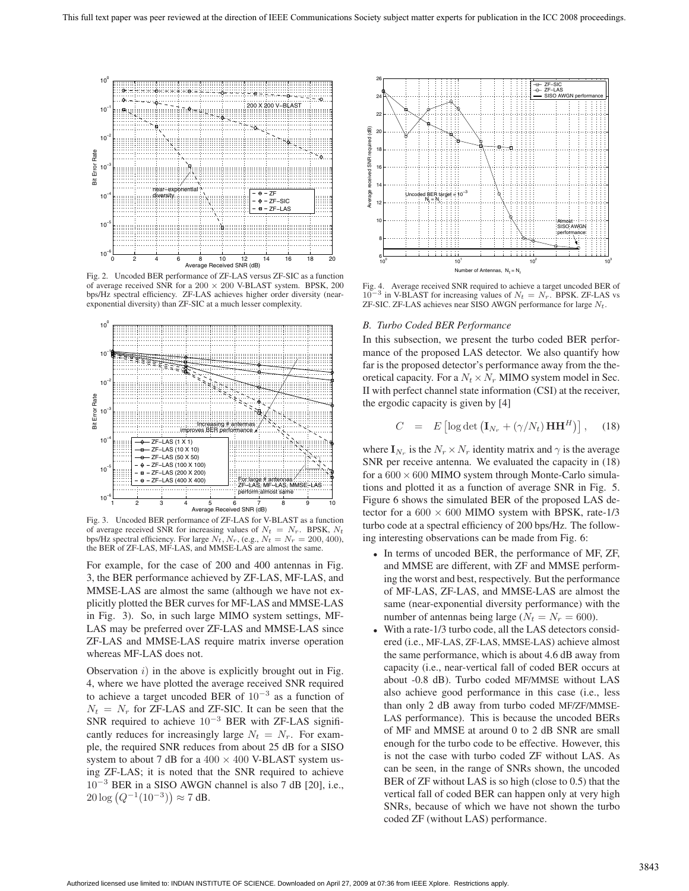Fig. 2. Uncoded BER performance of ZF-LAS versus ZF-SIC as a function of average received SNR for a $200 \times 200$ V-BLAST system. BPSK, 200 bps/Hz spectral efficiency. ZF-LAS achieves higher order diversity (near-exponential diversity) than ZF-SIC at a much lesser complexity.

Fig. 3. Uncoded BER performance of ZF-LAS for V-BLAST as a function of average received SNR for increasing values of $N_t = N_r$. BPSK, $N_t$ bps/Hz spectral efficiency. For large $N_t, N_r$, (e.g., $N_t = N_r = 200, 400$), the BER of ZF-LAS, MF-LAS, and MMSE-LAS are almost the same.

For example, for the case of 200 and 400 antennas in Fig. 3, the BER performance achieved by ZF-LAS, MF-LAS, and MMSE-LAS are almost the same (although we have not explicitly plotted the BER curves for MF-LAS and MMSE-LAS in Fig. 3). So, in such large MIMO system settings, MF-LAS may be preferred over ZF-LAS and MMSE-LAS since ZF-LAS and MMSE-LAS require matrix inverse operation whereas MF-LAS does not.

Observation *i)* in the above is explicitly brought out in Fig. 4, where we have plotted the average received SNR required to achieve a target uncoded BER of $10^{-3}$ as a function of $N_t = N_r$ for ZF-LAS and ZF-SIC. It can be seen that the SNR required to achieve $10^{-3}$ BER with ZF-LAS significantly reduces for increasingly large $N_t = N_r$. For example, the required SNR reduces from about 25 dB for a SISO system to about 7 dB for a $400 \times 400$ V-BLAST system using ZF-LAS; it is noted that the SNR required to achieve $10^{-3}$ BER in a SISO AWGN channel is also 7 dB [20], i.e., $20 \log \left(Q^{-1}(10^{-3})\right) \approx 7$ dB.

Fig. 4. Average received SNR required to achieve a target uncoded BER of $10^{-3}$ in V-BLAST for increasing values of $N_t = N_r$. BPSK. ZF-LAS vs ZF-SIC. ZF-LAS achieves near SISO AWGN performance for large $N_t$.

### B. Turbo Coded BER Performance

In this subsection, we present the turbo coded BER performance of the proposed LAS detector. We also quantify how far is the proposed detector's performance away from the theoretical capacity. For a $N_t \times N_r$ MIMO system model in Sec. II with perfect channel state information (CSI) at the receiver, the ergodic capacity is given by [4]

$$C \quad = \quad E\left[\log\det\left(\mathbf{I}_{N_r} + (\gamma/N_t)\,\mathbf{H}\mathbf{H}^H\right)\right], \qquad (18)$$

where $\mathbf{I}_{N_r}$ is the $N_r \times N_r$ identity matrix and $\gamma$ is the average SNR per receive antenna. We evaluated the capacity in (18) for a $600 \times 600$ MIMO system through Monte-Carlo simulations and plotted it as a function of average SNR in Fig. 5. Figure 6 shows the simulated BER of the proposed LAS detector for a $600 \times 600$ MIMO system with BPSK, rate-1/3 turbo code at a spectral efficiency of 200 bps/Hz. The following interesting observations can be made from Fig. 6:

- In terms of uncoded BER, the performance of MF, ZF, and MMSE are different, with ZF and MMSE performing the worst and best, respectively. But the performance of MF-LAS, ZF-LAS, and MMSE-LAS are almost the same (near-exponential diversity performance) with the number of antennas being large ($N_t = N_r = 600$).
- With a rate-1/3 turbo code, all the LAS detectors considered (i.e., MF-LAS, ZF-LAS, MMSE-LAS) achieve almost the same performance, which is about 4.6 dB away from capacity (i.e., near-vertical fall of coded BER occurs at about -0.8 dB). Turbo coded MF/MMSE without LAS also achieve good performance in this case (i.e., less than only 2 dB away from turbo coded MF/ZF/MMSE-LAS performance). This is because the uncoded BERs of MF and MMSE at around 0 to 2 dB SNR are small enough for the turbo code to be effective. However, this is not the case with turbo coded ZF without LAS. As can be seen, in the range of SNRs shown, the uncoded BER of ZF without LAS is so high (close to 0.5) that the vertical fall of coded BER can happen only at very high SNRs, because of which we have not shown the turbo coded ZF (without LAS) performance.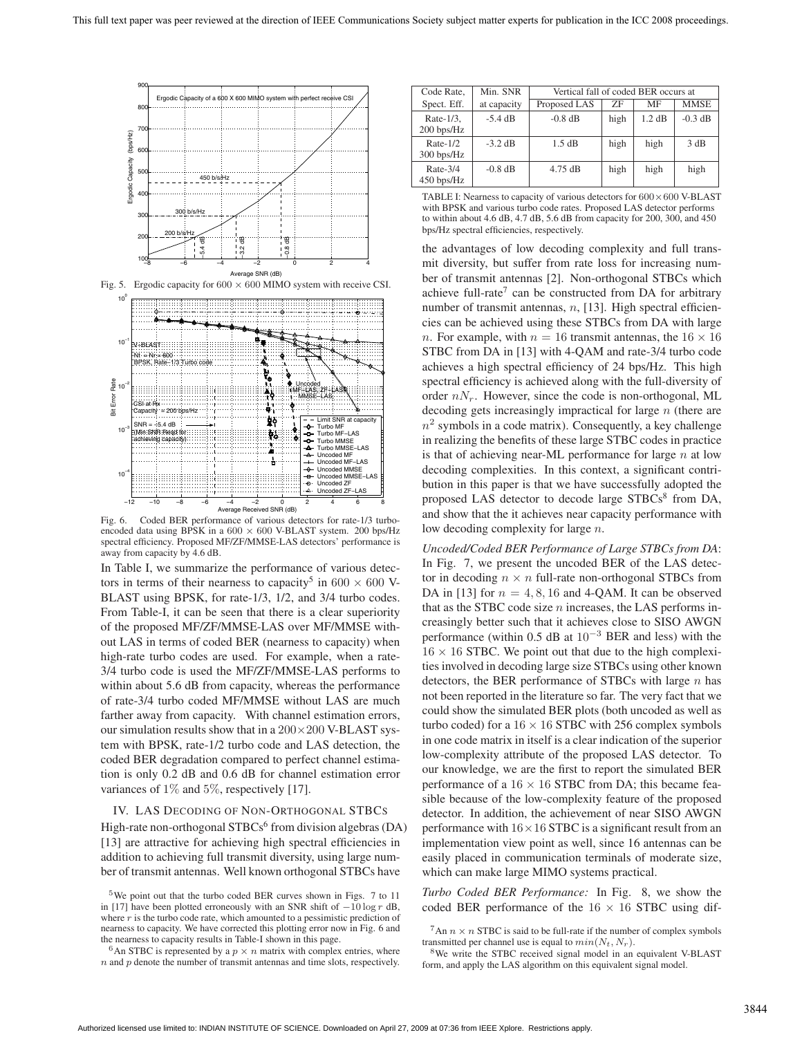Fig. 5. Ergodic capacity for $600 \times 600$ MIMO system with receive CSI.

Fig. 6. Coded BER performance of various detectors for rate-1/3 turbo-encoded data using BPSK in a $600 \times 600$ V-BLAST system. 200 bps/Hz spectral efficiency. Proposed MF/ZF/MMSE-LAS detectors' performance is away from capacity by 4.6 dB.

In Table I, we summarize the performance of various detectors in terms of their nearness to capacity[5] in $600 \times 600$ V-BLAST using BPSK, for rate-1/3, 1/2, and 3/4 turbo codes. From Table-I, it can be seen that there is a clear superiority of the proposed MF/ZF/MMSE-LAS over MF/MMSE without LAS in terms of coded BER (nearness to capacity) when high-rate turbo codes are used. For example, when a rate-3/4 turbo code is used the MF/ZF/MMSE-LAS performs to within about 5.6 dB from capacity, whereas the performance of rate-3/4 turbo coded MF/MMSE without LAS are much farther away from capacity. With channel estimation errors, our simulation results show that in a $200\times200$ V-BLAST system with BPSK, rate-1/2 turbo code and LAS detection, the coded BER degradation compared to perfect channel estimation is only 0.2 dB and 0.6 dB for channel estimation error variances of $1\%$ and $5\%$, respectively [17].

## IV. LAS Decoding of Non-Orthogonal STBCs

High-rate non-orthogonal STBCs[6] from division algebras (DA) [13] are attractive for achieving high spectral efficiencies in addition to achieving full transmit diversity, using large number of transmit antennas. Well known orthogonal STBCs have

| Code Rate, Spect. Eff. | Min. SNR at capacity | Vertical fall of coded BER occurs at | | | |
|---|---|---|---|---|---|
| | | Proposed LAS | ZF | MF | MMSE |
| Rate-1/3, 200 bps/Hz | -5.4 dB | -0.8 dB | high | 1.2 dB | -0.3 dB |
| Rate-1/2 300 bps/Hz | -3.2 dB | 1.5 dB | high | high | 3 dB |
| Rate-3/4 450 bps/Hz | -0.8 dB | 4.75 dB | high | high | high |

TABLE I: Nearness to capacity of various detectors for $600\times600$ V-BLAST with BPSK and various turbo code rates. Proposed LAS detector performs to within about 4.6 dB, 4.7 dB, 5.6 dB from capacity for 200, 300, and 450 bps/Hz spectral efficiencies, respectively.

the advantages of low decoding complexity and full transmit diversity, but suffer from rate loss for increasing number of transmit antennas [2]. Non-orthogonal STBCs which achieve full-rate[7] can be constructed from DA for arbitrary number of transmit antennas, $n$, [13]. High spectral efficiencies can be achieved using these STBCs from DA with large $n$. For example, with $n = 16$ transmit antennas, the $16 \times 16$ STBC from DA in [13] with 4-QAM and rate-3/4 turbo code achieves a high spectral efficiency of 24 bps/Hz. This high spectral efficiency is achieved along with the full-diversity of order $nN_r$. However, since the code is non-orthogonal, ML decoding gets increasingly impractical for large $n$ (there are $n^2$ symbols in a code matrix). Consequently, a key challenge in realizing the benefits of these large STBC codes in practice is that of achieving near-ML performance for large $n$ at low decoding complexities. In this context, a significant contribution in this paper is that we have successfully adopted the proposed LAS detector to decode large STBCs[8] from DA, and show that the it achieves near capacity performance with low decoding complexity for large $n$.

*Uncoded/Coded BER Performance of Large STBCs from DA*: In Fig. 7, we present the uncoded BER of the LAS detector in decoding $n \times n$ full-rate non-orthogonal STBCs from DA in [13] for $n = 4, 8, 16$ and 4-QAM. It can be observed that as the STBC code size $n$ increases, the LAS performs increasingly better such that it achieves close to SISO AWGN performance (within 0.5 dB at $10^{-3}$ BER and less) with the $16 \times 16$ STBC. We point out that due to the high complexities involved in decoding large size STBCs using other known detectors, the BER performance of STBCs with large $n$ has not been reported in the literature so far. The very fact that we could show the simulated BER plots (both uncoded as well as turbo coded) for a $16 \times 16$ STBC with 256 complex symbols in one code matrix in itself is a clear indication of the superior low-complexity attribute of the proposed LAS detector. To our knowledge, we are the first to report the simulated BER performance of a $16 \times 16$ STBC from DA; this became feasible because of the low-complexity feature of the proposed detector. In addition, the achievement of near SISO AWGN performance with $16\times16$ STBC is a significant result from an implementation view point as well, since 16 antennas can be easily placed in communication terminals of moderate size, which can make large MIMO systems practical.

*Turbo Coded BER Performance:* In Fig. 8, we show the coded BER performance of the $16 \times 16$ STBC using dif-

[5] We point out that the turbo coded BER curves shown in Figs. 7 to 11 in [17] have been plotted erroneously with an SNR shift of $-10\log r$ dB, where $r$ is the turbo code rate, which amounted to a pessimistic prediction of nearness to capacity. We have corrected this plotting error now in Fig. 6 and the nearness to capacity results in Table-I shown in this page.

[6] An STBC is represented by a $p \times n$ matrix with complex entries, where $n$ and $p$ denote the number of transmit antennas and time slots, respectively.

[7] An $n \times n$ STBC is said to be full-rate if the number of complex symbols transmitted per channel use is equal to $min(N_t, N_r)$.

[8] We write the STBC received signal model in an equivalent V-BLAST form, and apply the LAS algorithm on this equivalent signal model.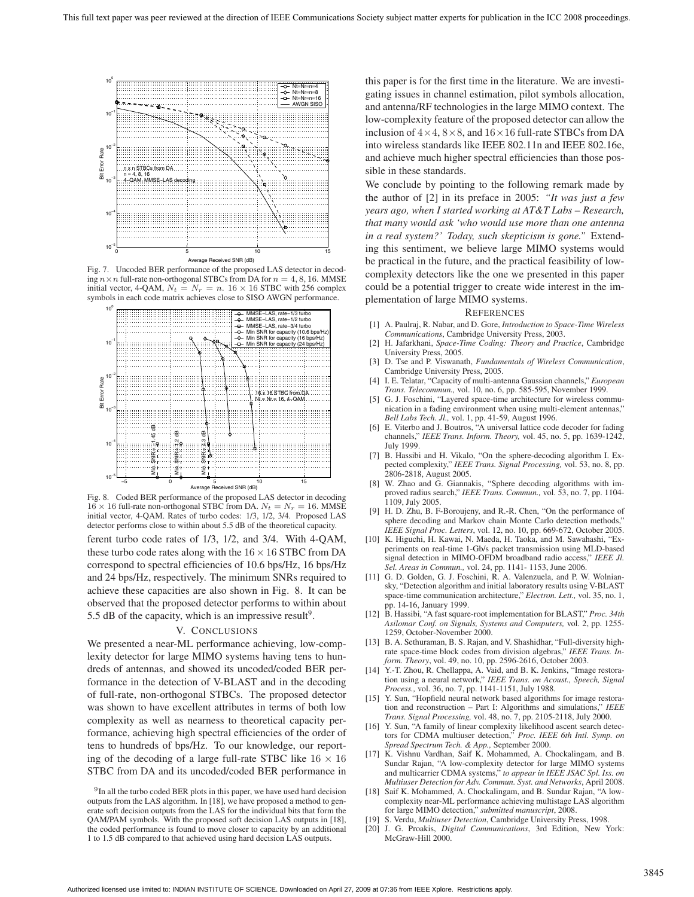10^0

10^-1

10^-2

10^-3

10^-4

10^-5

Bit Error Rate

0 5 10 15

Average Received SNR (dB)

Nt=Nr=n=4

Nt=Nr=n=8

Nt=Nr=n=16

AWGN SISO

n x n STBCs from DA

n = 4, 8, 16

4-QAM, MMSE-LAS decoding

Fig. 7. Uncoded BER performance of the proposed LAS detector in decoding $n \times n$ full-rate non-orthogonal STBCs from DA for $n = 4, 8, 16$. MMSE initial vector, 4-QAM, $N_t = N_r = n$. $16 \times 16$ STBC with 256 complex symbols in each code matrix achieves close to SISO AWGN performance.

10^0

10^-1

10^-2

10^-3

10^-4

10^-5

Bit Error Rate

−5 0 5 10 15

Average Received SNR (dB)

MMSE−LAS, rate−1/3 turbo

MMSE−LAS, rate−1/2 turbo

MMSE−LAS, rate−3/4 turbo

Min SNR for capacity (10.6 bps/Hz)

Min SNR for capacity (16 bps/Hz)

Min SNR for capacity (24 bps/Hz)

16 x 16 STBC from DA

Nt = Nr = 16, 4−QAM

Min SNR=−1.45 dB

Min SNR=1.2 dB

Min SNR=4.3 dB

Fig. 8. Coded BER performance of the proposed LAS detector in decoding $16 \times 16$ full-rate non-orthogonal STBC from DA. $N_t = N_r = 16$. MMSE initial vector, 4-QAM. Rates of turbo codes: 1/3, 1/2, 3/4. Proposed LAS detector performs close to within about 5.5 dB of the theoretical capacity.

ferent turbo code rates of 1/3, 1/2, and 3/4. With 4-QAM, these turbo code rates along with the $16 \times 16$ STBC from DA correspond to spectral efficiencies of 10.6 bps/Hz, 16 bps/Hz and 24 bps/Hz, respectively. The minimum SNRs required to achieve these capacities are also shown in Fig. 8. It can be observed that the proposed detector performs to within about 5.5 dB of the capacity, which is an impressive result[9].

## V. Conclusions

We presented a near-ML performance achieving, low-complexity detector for large MIMO systems having tens to hundreds of antennas, and showed its uncoded/coded BER performance in the detection of V-BLAST and in the decoding of full-rate, non-orthogonal STBCs. The proposed detector was shown to have excellent attributes in terms of both low complexity as well as nearness to theoretical capacity performance, achieving high spectral efficiencies of the order of tens to hundreds of bps/Hz. To our knowledge, our reporting of the decoding of a large full-rate STBC like $16 \times 16$ STBC from DA and its uncoded/coded BER performance in this paper is for the first time in the literature. We are investigating issues in channel estimation, pilot symbols allocation, and antenna/RF technologies in the large MIMO context. The low-complexity feature of the proposed detector can allow the inclusion of $4 \times 4$, $8 \times 8$, and $16 \times 16$ full-rate STBCs from DA into wireless standards like IEEE 802.11n and IEEE 802.16e, and achieve much higher spectral efficiencies than those possible in these standards.

We conclude by pointing to the following remark made by the author of [2] in its preface in 2005: *"It was just a few years ago, when I started working at AT&T Labs – Research, that many would ask 'who would use more than one antenna in a real system?' Today, such skepticism is gone."* Extending this sentiment, we believe large MIMO systems would be practical in the future, and the practical feasibility of low-complexity detectors like the one we presented in this paper could be a potential trigger to create wide interest in the implementation of large MIMO systems.

[9] In all the turbo coded BER plots in this paper, we have used hard decision outputs from the LAS algorithm. In [18], we have proposed a method to generate soft decision outputs from the LAS for the individual bits that form the QAM/PAM symbols. With the proposed soft decision LAS outputs in [18], the coded performance is found to move closer to capacity by an additional 1 to 1.5 dB compared to that achieved using hard decision LAS outputs.

## References

[1] A. Paulraj, R. Nabar, and D. Gore, *Introduction to Space-Time Wireless Communications*, Cambridge University Press, 2003.

[2] H. Jafarkhani, *Space-Time Coding: Theory and Practice*, Cambridge University Press, 2005.

[3] D. Tse and P. Viswanath, *Fundamentals of Wireless Communication*, Cambridge University Press, 2005.

[4] I. E. Telatar, "Capacity of multi-antenna Gaussian channels," *European Trans. Telecommun.,* vol. 10, no. 6, pp. 585-595, November 1999.

[5] G. J. Foschini, "Layered space-time architecture for wireless communication in a fading environment when using multi-element antennas," *Bell Labs Tech. Jl.,* vol. 1, pp. 41-59, August 1996.

[6] E. Viterbo and J. Boutros, "A universal lattice code decoder for fading channels," *IEEE Trans. Inform. Theory,* vol. 45, no. 5, pp. 1639-1242, July 1999.

[7] B. Hassibi and H. Vikalo, "On the sphere-decoding algorithm I. Expected complexity," *IEEE Trans. Signal Processing,* vol. 53, no. 8, pp. 2806-2818, August 2005.

[8] W. Zhao and G. Giannakis, "Sphere decoding algorithms with improved radius search," *IEEE Trans. Commun.,* vol. 53, no. 7, pp. 1104-1109, July 2005.

[9] H. D. Zhu, B. F-Boroujeny, and R.-R. Chen, "On the performance of sphere decoding and Markov chain Monte Carlo detection methods," *IEEE Signal Proc. Letters*, vol. 12, no. 10, pp. 669-672, October 2005.

[10] K. Higuchi, H. Kawai, N. Maeda, H. Taoka, and M. Sawahashi, "Experiments on real-time 1-Gb/s packet transmission using MLD-based signal detection in MIMO-OFDM broadband radio access," *IEEE Jl. Sel. Areas in Commun.,* vol. 24, pp. 1141- 1153, June 2006.

[11] G. D. Golden, G. J. Foschini, R. A. Valenzuela, and P. W. Wolniansky, "Detection algorithm and initial laboratory results using V-BLAST space-time communication architecture," *Electron. Lett.,* vol. 35, no. 1, pp. 14-16, January 1999.

[12] B. Hassibi, "A fast square-root implementation for BLAST," *Proc. 34th Asilomar Conf. on Signals, Systems and Computers,* vol. 2, pp. 1255-1259, October-November 2000.

[13] B. A. Sethuraman, B. S. Rajan, and V. Shashidhar, "Full-diversity high-rate space-time block codes from division algebras," *IEEE Trans. Inform. Theory*, vol. 49, no. 10, pp. 2596-2616, October 2003.

[14] Y.-T. Zhou, R. Chellappa, A. Vaid, and B. K. Jenkins, "Image restoration using a neural network," *IEEE Trans. on Acoust., Speech, Signal Process.,* vol. 36, no. 7, pp. 1141-1151, July 1988.

[15] Y. Sun, "Hopfield neural network based algorithms for image restoration and reconstruction – Part I: Algorithms and simulations," *IEEE Trans. Signal Processing,* vol. 48, no. 7, pp. 2105-2118, July 2000.

[16] Y. Sun, "A family of linear complexity likelihood ascent search detectors for CDMA multiuser detection," *Proc. IEEE 6th Intl. Symp. on Spread Spectrum Tech. & App.,* September 2000.

[17] K. Vishnu Vardhan, Saif K. Mohammed, A. Chockalingam, and B. Sundar Rajan, "A low-complexity detector for large MIMO systems and multicarrier CDMA systems," *to appear in IEEE JSAC Spl. Iss. on Multiuser Detection for Adv. Commun. Syst. and Networks*, April 2008.

[18] Saif K. Mohammed, A. Chockalingam, and B. Sundar Rajan, "A low-complexity near-ML performance achieving multistage LAS algorithm for large MIMO detection," *submitted manuscript*, 2008.

[19] S. Verdu, *Multiuser Detection*, Cambridge University Press, 1998.

[20] J. G. Proakis, *Digital Communications*, 3rd Edition, New York: McGraw-Hill 2000.